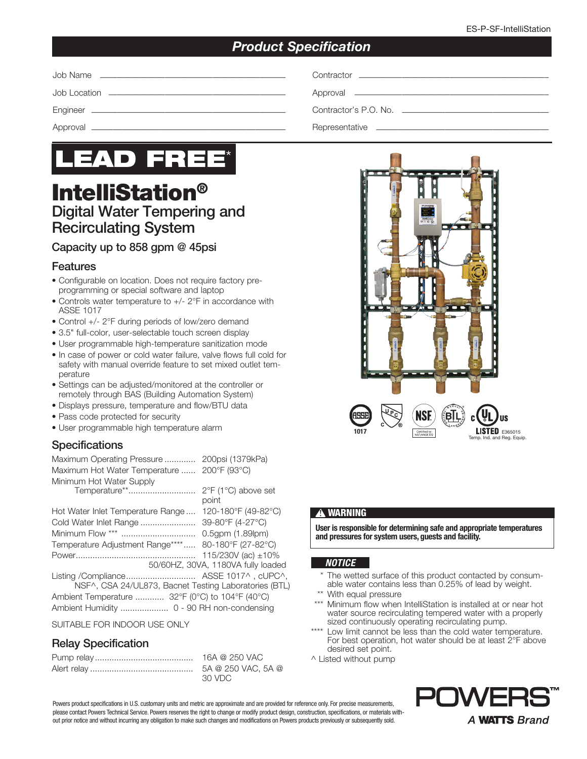# Product Specification

| | | | |
|---|---|---|---|
| Job Name | | Contractor | |
| Job Location | | Approval | |
| Engineer | | Contractor's P.O. No. | |
| Approval | | Representative | |

**LEAD FREE***

# IntelliStation®

## Digital Water Tempering and Recirculating System

### Capacity up to 858 gpm @ 45psi

### Features

- Configurable on location. Does not require factory pre-programming or special software and laptop
- Controls water temperature to +/- 2°F in accordance with ASSE 1017
- Control +/- 2°F during periods of low/zero demand
- 3.5" full-color, user-selectable touch screen display
- User programmable high-temperature sanitization mode
- In case of power or cold water failure, valve flows full cold for safety with manual override feature to set mixed outlet temperature
- Settings can be adjusted/monitored at the controller or remotely through BAS (Building Automation System)
- Displays pressure, temperature and flow/BTU data
- Pass code protected for security
- User programmable high temperature alarm

### Specifications

| | |
|---|---|
| Maximum Operating Pressure | 200psi (1379kPa) |
| Maximum Hot Water Temperature | 200°F (93°C) |
| Minimum Hot Water Supply Temperature** | 2°F (1°C) above set point |
| Hot Water Inlet Temperature Range | 120-180°F (49-82°C) |
| Cold Water Inlet Range | 39-80°F (4-27°C) |
| Minimum Flow *** | 0.5gpm (1.89lpm) |
| Temperature Adjustment Range**** | 80-180°F (27-82°C) |
| Power | 115/230V (ac) ±10% 50/60HZ, 30VA, 1180VA fully loaded |
| Listing /Compliance | ASSE 1017^ , cUPC^, NSF^, CSA 24/UL873, Bacnet Testing Laboratories (BTL) |
| Ambient Temperature | 32°F (0°C) to 104°F (40°C) |
| Ambient Humidity | 0 - 90 RH non-condensing |

SUITABLE FOR INDOOR USE ONLY

### Relay Specification

| | |
|---|---|
| Pump relay | 16A @ 250 VAC |
| Alert relay | 5A @ 250 VAC, 5A @ 30 VDC |

ASSE 1017 | UPC | NSF Certified to NSF/ANSI 372 | BTL | c UL us LISTED E365015 Temp. Ind. and Reg. Equip.

**⚠ WARNING**

**User is responsible for determining safe and appropriate temperatures and pressures for system users, guests and facility.**

***NOTICE***

\* The wetted surface of this product contacted by consumable water contains less than 0.25% of lead by weight.

** With equal pressure

*** Minimum flow when IntelliStation is installed at or near hot water source recirculating tempered water with a properly sized continuously operating recirculating pump.

**** Low limit cannot be less than the cold water temperature. For best operation, hot water should be at least 2°F above desired set point.

^ Listed without pump

Powers product specifications in U.S. customary units and metric are approximate and are provided for reference only. For precise measurements, please contact Powers Technical Service. Powers reserves the right to change or modify product design, construction, specifications, or materials without prior notice and without incurring any obligation to make such changes and modifications on Powers products previously or subsequently sold.

**POWERS™** *A WATTS Brand*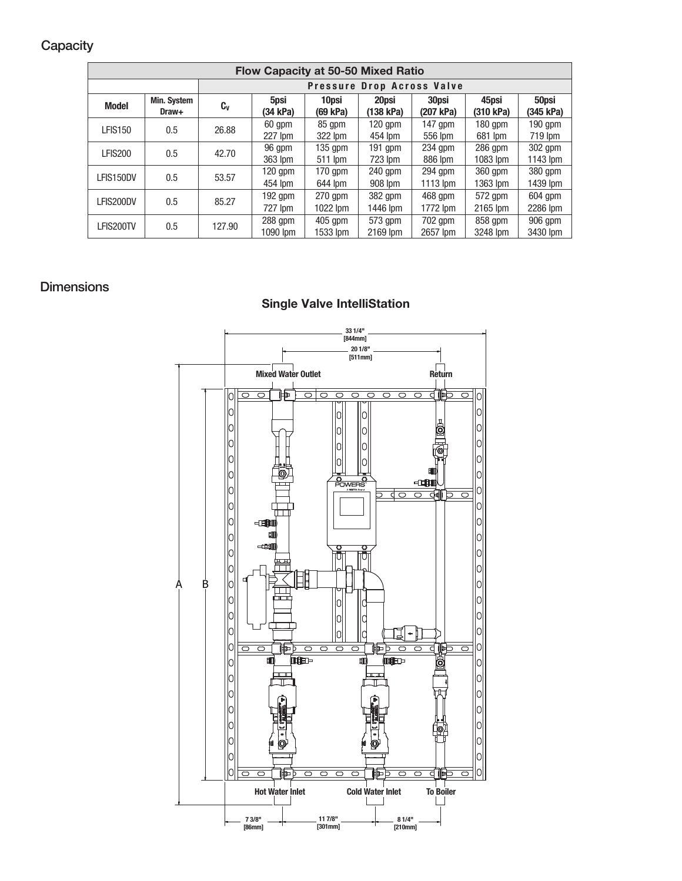## Capacity

| Flow Capacity at 50-50 Mixed Ratio | | | | | | | | |
|---|---|---|---|---|---|---|---|---|
| | | Pressure Drop Across Valve | | | | | | |
| Model | Min. System Draw+ | $C_V$ | 5psi (34 kPa) | 10psi (69 kPa) | 20psi (138 kPa) | 30psi (207 kPa) | 45psi (310 kPa) | 50psi (345 kPa) |
| LFIS150 | 0.5 | 26.88 | 60 gpm 227 lpm | 85 gpm 322 lpm | 120 gpm 454 lpm | 147 gpm 556 lpm | 180 gpm 681 lpm | 190 gpm 719 lpm |
| LFIS200 | 0.5 | 42.70 | 96 gpm 363 lpm | 135 gpm 511 lpm | 191 gpm 723 lpm | 234 gpm 886 lpm | 286 gpm 1083 lpm | 302 gpm 1143 lpm |
| LFIS150DV | 0.5 | 53.57 | 120 gpm 454 lpm | 170 gpm 644 lpm | 240 gpm 908 lpm | 294 gpm 1113 lpm | 360 gpm 1363 lpm | 380 gpm 1439 lpm |
| LFIS200DV | 0.5 | 85.27 | 192 gpm 727 lpm | 270 gpm 1022 lpm | 382 gpm 1446 lpm | 468 gpm 1772 lpm | 572 gpm 2165 lpm | 604 gpm 2286 lpm |
| LFIS200TV | 0.5 | 127.90 | 288 gpm 1090 lpm | 405 gpm 1533 lpm | 573 gpm 2169 lpm | 702 gpm 2657 lpm | 858 gpm 3248 lpm | 906 gpm 3430 lpm |

## Dimensions

### Single Valve IntelliStation

33 1/4" [844mm]

20 1/8" [511mm]

Mixed Water Outlet

Return

A

B

Hot Water Inlet

Cold Water Inlet

To Boiler

7 3/8" [86mm]

11 7/8" [301mm]

8 1/4" [210mm]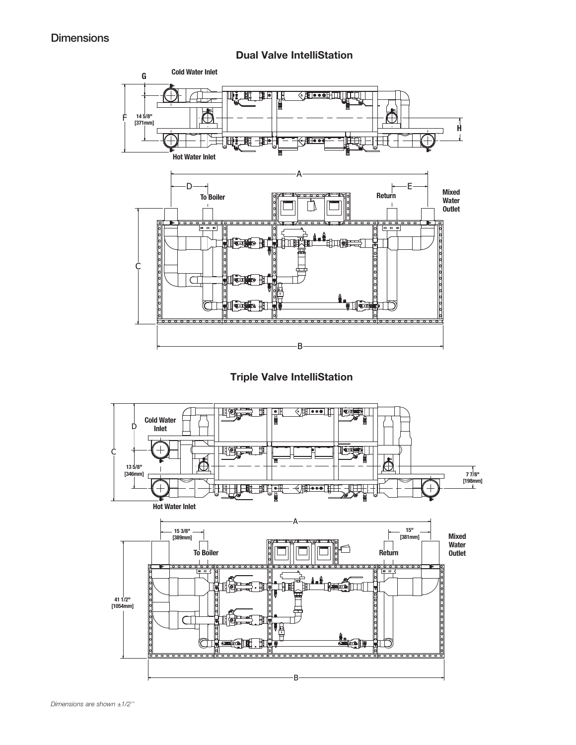## Dimensions

### Dual Valve IntelliStation

G

Cold Water Inlet

F

14 5/8"
[371mm]

H

Hot Water Inlet

A

D

E

To Boiler

Return

Mixed Water Outlet

C

B

### Triple Valve IntelliStation

D

Cold Water Inlet

C

13 5/8"
[346mm]

7 7/8"
[198mm]

Hot Water Inlet

A

15 3/8"
[389mm]

15"
[381mm]

To Boiler

Return

Mixed Water Outlet

41 1/2"
[1054mm]

B

*Dimensions are shown ±1/2''*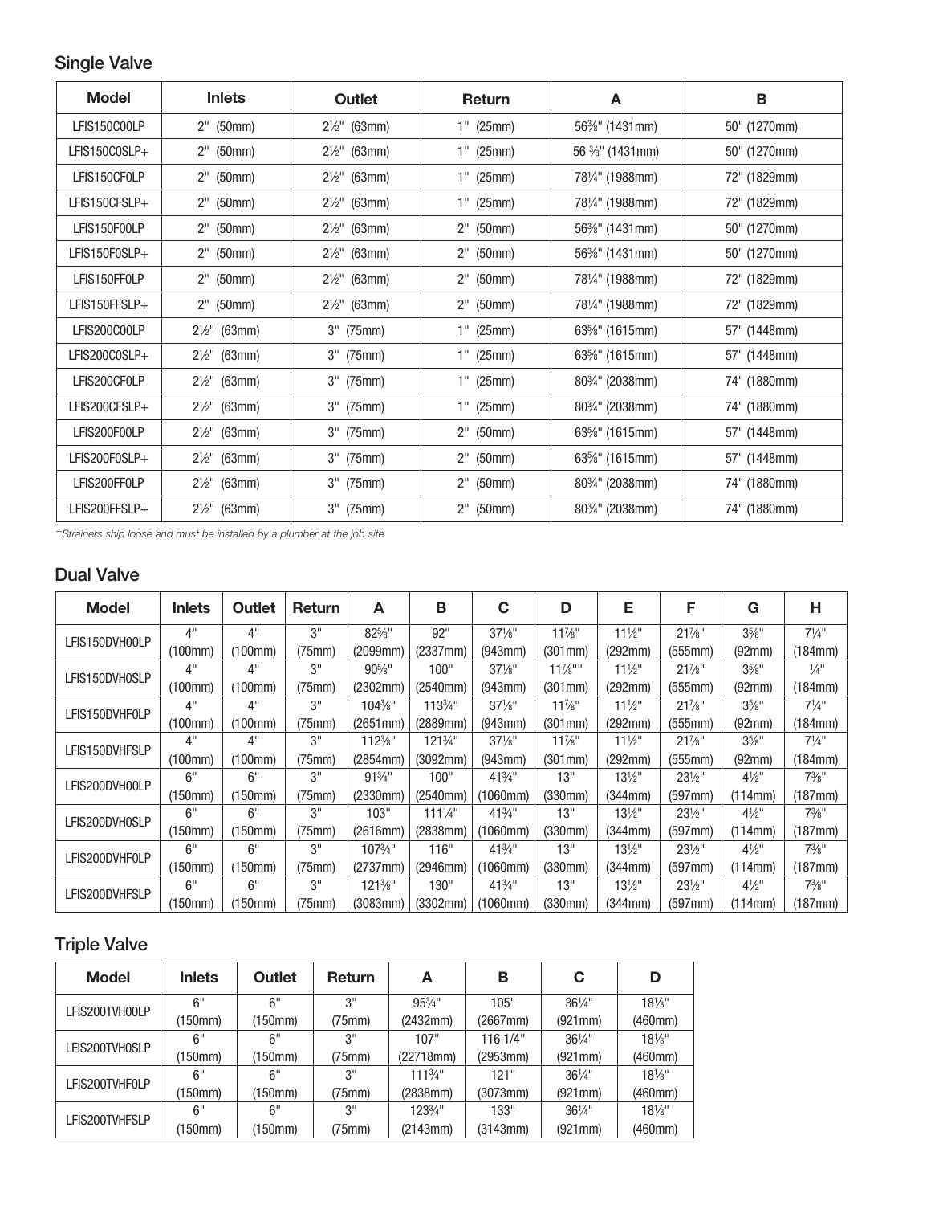## Single Valve

| Model | Inlets | Outlet | Return | A | B |
|---|---|---|---|---|---|
| LFIS150C00LP | 2" (50mm) | 2½" (63mm) | 1" (25mm) | 56⅜" (1431mm) | 50" (1270mm) |
| LFIS150C0SLP+ | 2" (50mm) | 2½" (63mm) | 1" (25mm) | 56 ⅜" (1431mm) | 50" (1270mm) |
| LFIS150CF0LP | 2" (50mm) | 2½" (63mm) | 1" (25mm) | 78¼" (1988mm) | 72" (1829mm) |
| LFIS150CFSLP+ | 2" (50mm) | 2½" (63mm) | 1" (25mm) | 78¼" (1988mm) | 72" (1829mm) |
| LFIS150F00LP | 2" (50mm) | 2½" (63mm) | 2" (50mm) | 56⅜" (1431mm) | 50" (1270mm) |
| LFIS150F0SLP+ | 2" (50mm) | 2½" (63mm) | 2" (50mm) | 56⅜" (1431mm) | 50" (1270mm) |
| LFIS150FF0LP | 2" (50mm) | 2½" (63mm) | 2" (50mm) | 78¼" (1988mm) | 72" (1829mm) |
| LFIS150FFSLP+ | 2" (50mm) | 2½" (63mm) | 2" (50mm) | 78¼" (1988mm) | 72" (1829mm) |
| LFIS200C00LP | 2½" (63mm) | 3" (75mm) | 1" (25mm) | 63⅝" (1615mm) | 57" (1448mm) |
| LFIS200C0SLP+ | 2½" (63mm) | 3" (75mm) | 1" (25mm) | 63⅝" (1615mm) | 57" (1448mm) |
| LFIS200CF0LP | 2½" (63mm) | 3" (75mm) | 1" (25mm) | 80¾" (2038mm) | 74" (1880mm) |
| LFIS200CFSLP+ | 2½" (63mm) | 3" (75mm) | 1" (25mm) | 80¾" (2038mm) | 74" (1880mm) |
| LFIS200F00LP | 2½" (63mm) | 3" (75mm) | 2" (50mm) | 63⅝" (1615mm) | 57" (1448mm) |
| LFIS200F0SLP+ | 2½" (63mm) | 3" (75mm) | 2" (50mm) | 63⅝" (1615mm) | 57" (1448mm) |
| LFIS200FF0LP | 2½" (63mm) | 3" (75mm) | 2" (50mm) | 80¾" (2038mm) | 74" (1880mm) |
| LFIS200FFSLP+ | 2½" (63mm) | 3" (75mm) | 2" (50mm) | 80¾" (2038mm) | 74" (1880mm) |

*+Strainers ship loose and must be installed by a plumber at the job site*

## Dual Valve

| Model | Inlets | Outlet | Return | A | B | C | D | E | F | G | H |
|---|---|---|---|---|---|---|---|---|---|---|---|
| LFIS150DVH00LP | 4" (100mm) | 4" (100mm) | 3" (75mm) | 82⅝" (2099mm) | 92" (2337mm) | 37⅛" (943mm) | 11⅞" (301mm) | 11½" (292mm) | 21⅞" (555mm) | 3⅝" (92mm) | 7¼" (184mm) |
| LFIS150DVH0SLP | 4" (100mm) | 4" (100mm) | 3" (75mm) | 90⅝" (2302mm) | 100" (2540mm) | 37⅛" (943mm) | 11⅞"" (301mm) | 11½" (292mm) | 21⅞" (555mm) | 3⅝" (92mm) | ¼" (184mm) |
| LFIS150DVHF0LP | 4" (100mm) | 4" (100mm) | 3" (75mm) | 104⅜" (2651mm) | 113¾" (2889mm) | 37⅛" (943mm) | 11⅞" (301mm) | 11½" (292mm) | 21⅞" (555mm) | 3⅝" (92mm) | 7¼" (184mm) |
| LFIS150DVHFSLP | 4" (100mm) | 4" (100mm) | 3" (75mm) | 112⅜" (2854mm) | 121¾" (3092mm) | 37⅛" (943mm) | 11⅞" (301mm) | 11½" (292mm) | 21⅞" (555mm) | 3⅝" (92mm) | 7¼" (184mm) |
| LFIS200DVH00LP | 6" (150mm) | 6" (150mm) | 3" (75mm) | 91¾" (2330mm) | 100" (2540mm) | 41¾" (1060mm) | 13" (330mm) | 13½" (344mm) | 23½" (597mm) | 4½" (114mm) | 7⅜" (187mm) |
| LFIS200DVH0SLP | 6" (150mm) | 6" (150mm) | 3" (75mm) | 103" (2616mm) | 111¼" (2838mm) | 41¾" (1060mm) | 13" (330mm) | 13½" (344mm) | 23½" (597mm) | 4½" (114mm) | 7⅜" (187mm) |
| LFIS200DVHF0LP | 6" (150mm) | 6" (150mm) | 3" (75mm) | 107¾" (2737mm) | 116" (2946mm) | 41¾" (1060mm) | 13" (330mm) | 13½" (344mm) | 23½" (597mm) | 4½" (114mm) | 7⅜" (187mm) |
| LFIS200DVHFSLP | 6" (150mm) | 6" (150mm) | 3" (75mm) | 121⅜" (3083mm) | 130" (3302mm) | 41¾" (1060mm) | 13" (330mm) | 13½" (344mm) | 23½" (597mm) | 4½" (114mm) | 7⅜" (187mm) |

## Triple Valve

| Model | Inlets | Outlet | Return | A | B | C | D |
|---|---|---|---|---|---|---|---|
| LFIS200TVH00LP | 6" (150mm) | 6" (150mm) | 3" (75mm) | 95¾" (2432mm) | 105" (2667mm) | 36¼" (921mm) | 18⅛" (460mm) |
| LFIS200TVH0SLP | 6" (150mm) | 6" (150mm) | 3" (75mm) | 107" (22718mm) | 116 1/4" (2953mm) | 36¼" (921mm) | 18⅛" (460mm) |
| LFIS200TVHF0LP | 6" (150mm) | 6" (150mm) | 3" (75mm) | 111¾" (2838mm) | 121" (3073mm) | 36¼" (921mm) | 18⅛" (460mm) |
| LFIS200TVHFSLP | 6" (150mm) | 6" (150mm) | 3" (75mm) | 123¾" (2143mm) | 133" (3143mm) | 36¼" (921mm) | 18⅛" (460mm) |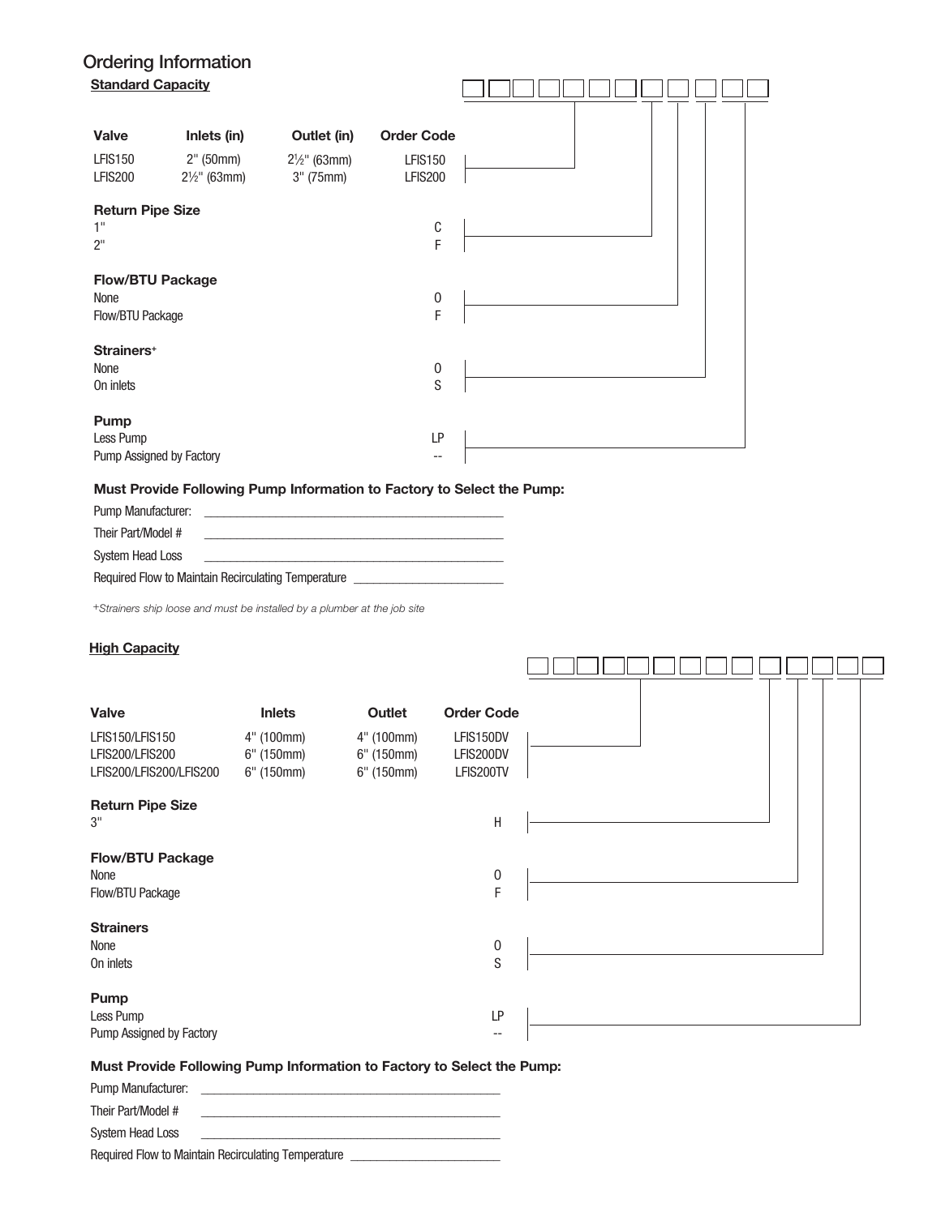# Ordering Information

**Standard Capacity**

| Valve | Inlets (in) | Outlet (in) | Order Code |
|---|---|---|---|
| LFIS150 | 2" (50mm) | 2½" (63mm) | LFIS150 |
| LFIS200 | 2½" (63mm) | 3" (75mm) | LFIS200 |

**Return Pipe Size**

| | Order Code |
|---|---|
| 1" | C |
| 2" | F |

**Flow/BTU Package**

| | Order Code |
|---|---|
| None | 0 |
| Flow/BTU Package | F |

**Strainers+**

| | Order Code |
|---|---|
| None | 0 |
| On inlets | S |

**Pump**

| | Order Code |
|---|---|
| Less Pump | LP |
| Pump Assigned by Factory | -- |

**Must Provide Following Pump Information to Factory to Select the Pump:**

Pump Manufacturer: ______________________________

Their Part/Model # ______________________________

System Head Loss ______________________________

Required Flow to Maintain Recirculating Temperature ______________________________

*+Strainers ship loose and must be installed by a plumber at the job site*

**High Capacity**

| Valve | Inlets | Outlet | Order Code |
|---|---|---|---|
| LFIS150/LFIS150 | 4" (100mm) | 4" (100mm) | LFIS150DV |
| LFIS200/LFIS200 | 6" (150mm) | 6" (150mm) | LFIS200DV |
| LFIS200/LFIS200/LFIS200 | 6" (150mm) | 6" (150mm) | LFIS200TV |

**Return Pipe Size**

| | Order Code |
|---|---|
| 3" | H |

**Flow/BTU Package**

| | Order Code |
|---|---|
| None | 0 |
| Flow/BTU Package | F |

**Strainers**

| | Order Code |
|---|---|
| None | 0 |
| On inlets | S |

**Pump**

| | Order Code |
|---|---|
| Less Pump | LP |
| Pump Assigned by Factory | -- |

**Must Provide Following Pump Information to Factory to Select the Pump:**

Pump Manufacturer: ______________________________

Their Part/Model # ______________________________

System Head Loss ______________________________

Required Flow to Maintain Recirculating Temperature ______________________________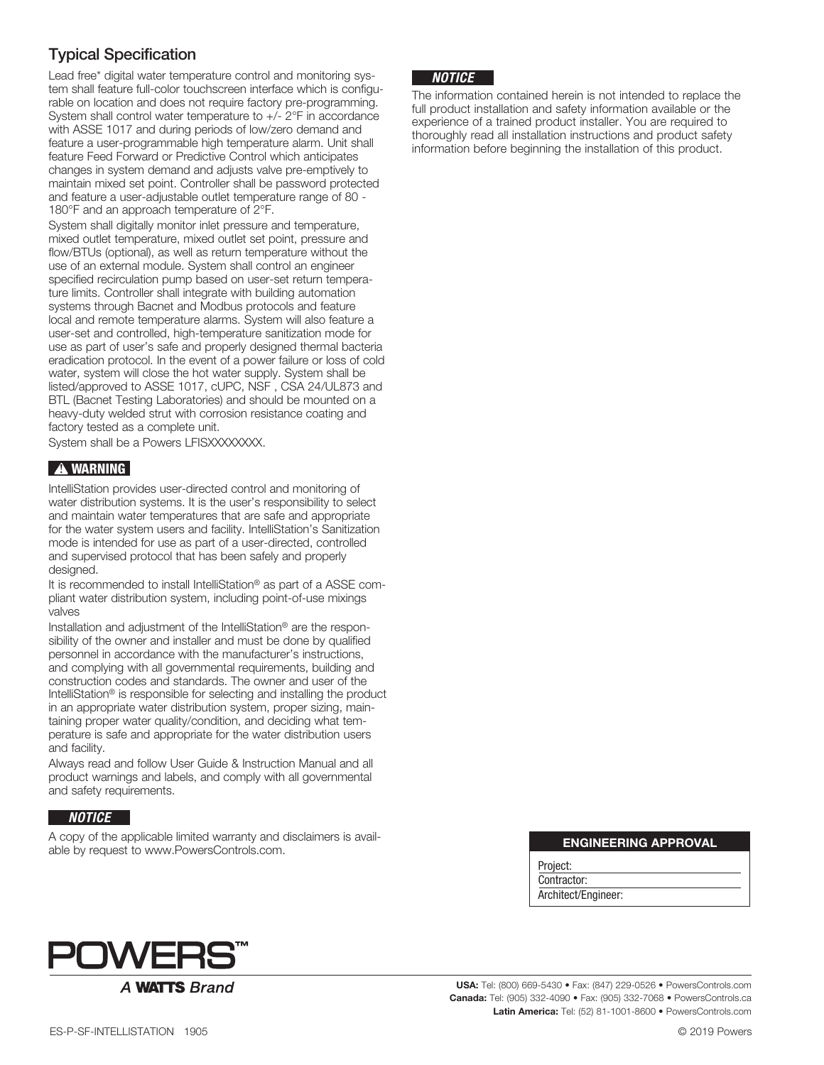## Typical Specification

Lead free* digital water temperature control and monitoring system shall feature full-color touchscreen interface which is configurable on location and does not require factory pre-programming. System shall control water temperature to +/- 2°F in accordance with ASSE 1017 and during periods of low/zero demand and feature a user-programmable high temperature alarm. Unit shall feature Feed Forward or Predictive Control which anticipates changes in system demand and adjusts valve pre-emptively to maintain mixed set point. Controller shall be password protected and feature a user-adjustable outlet temperature range of 80 - 180°F and an approach temperature of 2°F.

System shall digitally monitor inlet pressure and temperature, mixed outlet temperature, mixed outlet set point, pressure and flow/BTUs (optional), as well as return temperature without the use of an external module. System shall control an engineer specified recirculation pump based on user-set return temperature limits. Controller shall integrate with building automation systems through Bacnet and Modbus protocols and feature local and remote temperature alarms. System will also feature a user-set and controlled, high-temperature sanitization mode for use as part of user's safe and properly designed thermal bacteria eradication protocol. In the event of a power failure or loss of cold water, system will close the hot water supply. System shall be listed/approved to ASSE 1017, cUPC, NSF , CSA 24/UL873 and BTL (Bacnet Testing Laboratories) and should be mounted on a heavy-duty welded strut with corrosion resistance coating and factory tested as a complete unit.

System shall be a Powers LFISXXXXXXXX.

**⚠ WARNING**

IntelliStation provides user-directed control and monitoring of water distribution systems. It is the user's responsibility to select and maintain water temperatures that are safe and appropriate for the water system users and facility. IntelliStation's Sanitization mode is intended for use as part of a user-directed, controlled and supervised protocol that has been safely and properly designed.

It is recommended to install IntelliStation® as part of a ASSE compliant water distribution system, including point-of-use mixings valves

Installation and adjustment of the IntelliStation® are the responsibility of the owner and installer and must be done by qualified personnel in accordance with the manufacturer's instructions, and complying with all governmental requirements, building and construction codes and standards. The owner and user of the IntelliStation® is responsible for selecting and installing the product in an appropriate water distribution system, proper sizing, maintaining proper water quality/condition, and deciding what temperature is safe and appropriate for the water distribution users and facility.

Always read and follow User Guide & Instruction Manual and all product warnings and labels, and comply with all governmental and safety requirements.

***NOTICE***

A copy of the applicable limited warranty and disclaimers is available by request to www.PowersControls.com.

***NOTICE***

The information contained herein is not intended to replace the full product installation and safety information available or the experience of a trained product installer. You are required to thoroughly read all installation instructions and product safety information before beginning the installation of this product.

| ENGINEERING APPROVAL |
| --- |
| Project: |
| Contractor: |
| Architect/Engineer: |

POWERS™
A WATTS Brand

**USA:** Tel: (800) 669-5430 • Fax: (847) 229-0526 • PowersControls.com
**Canada:** Tel: (905) 332-4090 • Fax: (905) 332-7068 • PowersControls.ca
**Latin America:** Tel: (52) 81-1001-8600 • PowersControls.com

ES-P-SF-INTELLISTATION 1905

© 2019 Powers